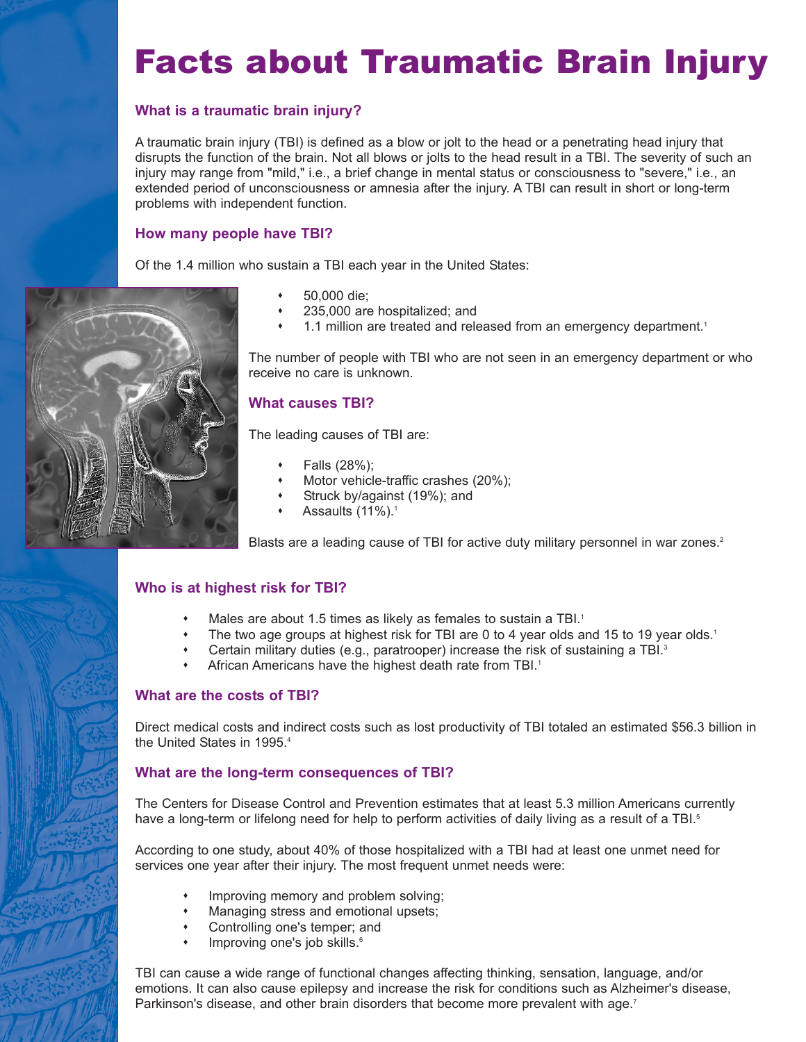# Facts about Traumatic Brain Injury

## What is a traumatic brain injury?

A traumatic brain injury (TBI) is defined as a blow or jolt to the head or a penetrating head injury that disrupts the function of the brain. Not all blows or jolts to the head result in a TBI. The severity of such an injury may range from "mild," i.e., a brief change in mental status or consciousness to "severe," i.e., an extended period of unconsciousness or amnesia after the injury. A TBI can result in short or long-term problems with independent function.

## How many people have TBI?

Of the 1.4 million who sustain a TBI each year in the United States:

- 50,000 die;
- 235,000 are hospitalized; and
- 1.1 million are treated and released from an emergency department.[1]

The number of people with TBI who are not seen in an emergency department or who receive no care is unknown.

## What causes TBI?

The leading causes of TBI are:

- Falls (28%);
- Motor vehicle-traffic crashes (20%);
- Struck by/against (19%); and
- Assaults (11%).[1]

Blasts are a leading cause of TBI for active duty military personnel in war zones.[2]

## Who is at highest risk for TBI?

- Males are about 1.5 times as likely as females to sustain a TBI.[1]
- The two age groups at highest risk for TBI are 0 to 4 year olds and 15 to 19 year olds.[1]
- Certain military duties (e.g., paratrooper) increase the risk of sustaining a TBI.[3]
- African Americans have the highest death rate from TBI.[1]

## What are the costs of TBI?

Direct medical costs and indirect costs such as lost productivity of TBI totaled an estimated $56.3 billion in the United States in 1995.[4]

## What are the long-term consequences of TBI?

The Centers for Disease Control and Prevention estimates that at least 5.3 million Americans currently have a long-term or lifelong need for help to perform activities of daily living as a result of a TBI.[5]

According to one study, about 40% of those hospitalized with a TBI had at least one unmet need for services one year after their injury. The most frequent unmet needs were:

- Improving memory and problem solving;
- Managing stress and emotional upsets;
- Controlling one's temper; and
- Improving one's job skills.[6]

TBI can cause a wide range of functional changes affecting thinking, sensation, language, and/or emotions. It can also cause epilepsy and increase the risk for conditions such as Alzheimer's disease, Parkinson's disease, and other brain disorders that become more prevalent with age.[7]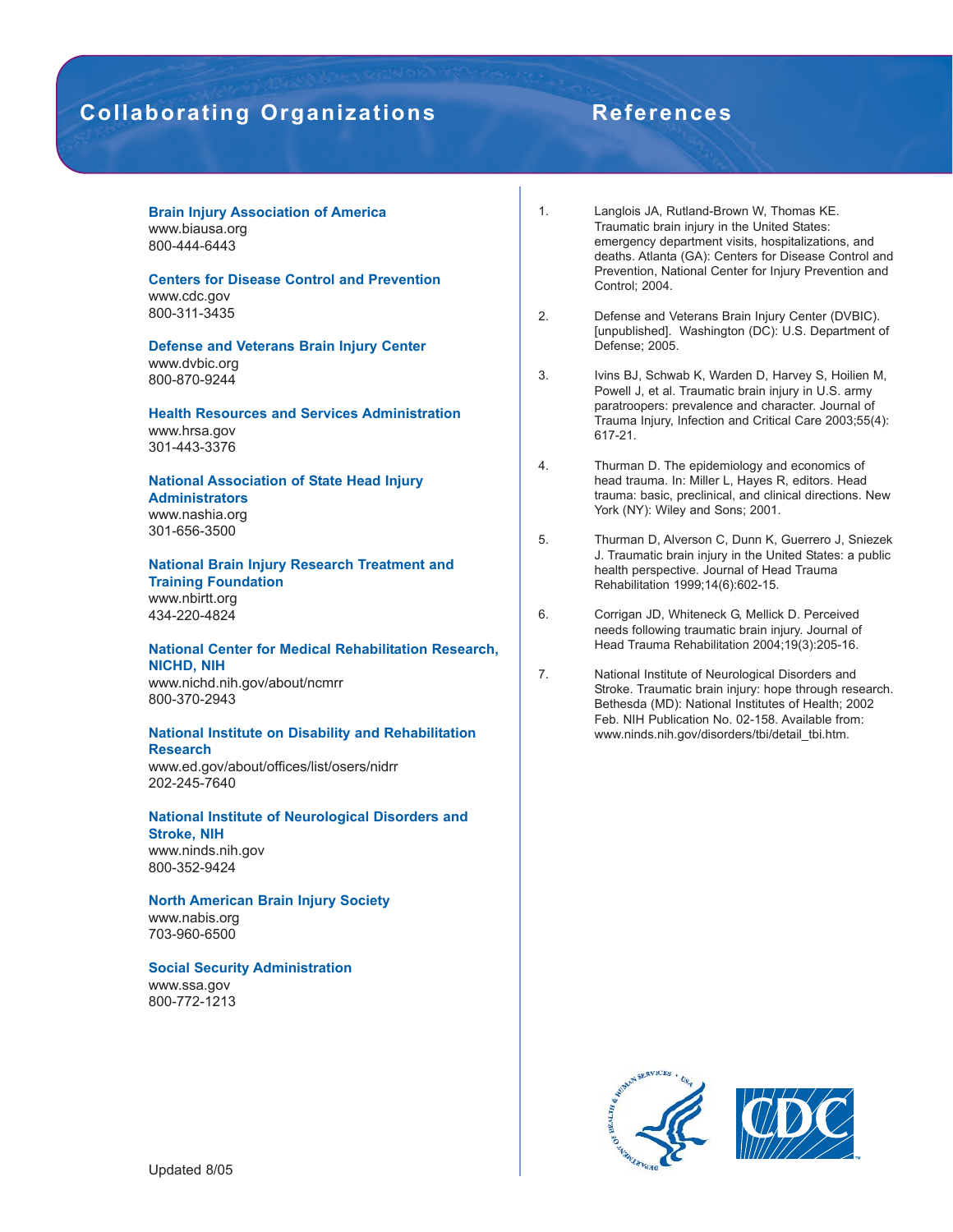## Collaborating Organizations

**Brain Injury Association of America**
www.biausa.org
800-444-6443

**Centers for Disease Control and Prevention**
www.cdc.gov
800-311-3435

**Defense and Veterans Brain Injury Center**
www.dvbic.org
800-870-9244

**Health Resources and Services Administration**
www.hrsa.gov
301-443-3376

**National Association of State Head Injury Administrators**
www.nashia.org
301-656-3500

**National Brain Injury Research Treatment and Training Foundation**
www.nbirtt.org
434-220-4824

**National Center for Medical Rehabilitation Research, NICHD, NIH**
www.nichd.nih.gov/about/ncmrr
800-370-2943

**National Institute on Disability and Rehabilitation Research**
www.ed.gov/about/offices/list/osers/nidrr
202-245-7640

**National Institute of Neurological Disorders and Stroke, NIH**
www.ninds.nih.gov
800-352-9424

**North American Brain Injury Society**
www.nabis.org
703-960-6500

**Social Security Administration**
www.ssa.gov
800-772-1213

Updated 8/05

## References

1. Langlois JA, Rutland-Brown W, Thomas KE. Traumatic brain injury in the United States: emergency department visits, hospitalizations, and deaths. Atlanta (GA): Centers for Disease Control and Prevention, National Center for Injury Prevention and Control; 2004.

2. Defense and Veterans Brain Injury Center (DVBIC). [unpublished]. Washington (DC): U.S. Department of Defense; 2005.

3. Ivins BJ, Schwab K, Warden D, Harvey S, Hoilien M, Powell J, et al. Traumatic brain injury in U.S. army paratroopers: prevalence and character. Journal of Trauma Injury, Infection and Critical Care 2003;55(4): 617-21.

4. Thurman D. The epidemiology and economics of head trauma. In: Miller L, Hayes R, editors. Head trauma: basic, preclinical, and clinical directions. New York (NY): Wiley and Sons; 2001.

5. Thurman D, Alverson C, Dunn K, Guerrero J, Sniezek J. Traumatic brain injury in the United States: a public health perspective. Journal of Head Trauma Rehabilitation 1999;14(6):602-15.

6. Corrigan JD, Whiteneck G, Mellick D. Perceived needs following traumatic brain injury. Journal of Head Trauma Rehabilitation 2004;19(3):205-16.

7. National Institute of Neurological Disorders and Stroke. Traumatic brain injury: hope through research. Bethesda (MD): National Institutes of Health; 2002 Feb. NIH Publication No. 02-158. Available from: www.ninds.nih.gov/disorders/tbi/detail_tbi.htm.